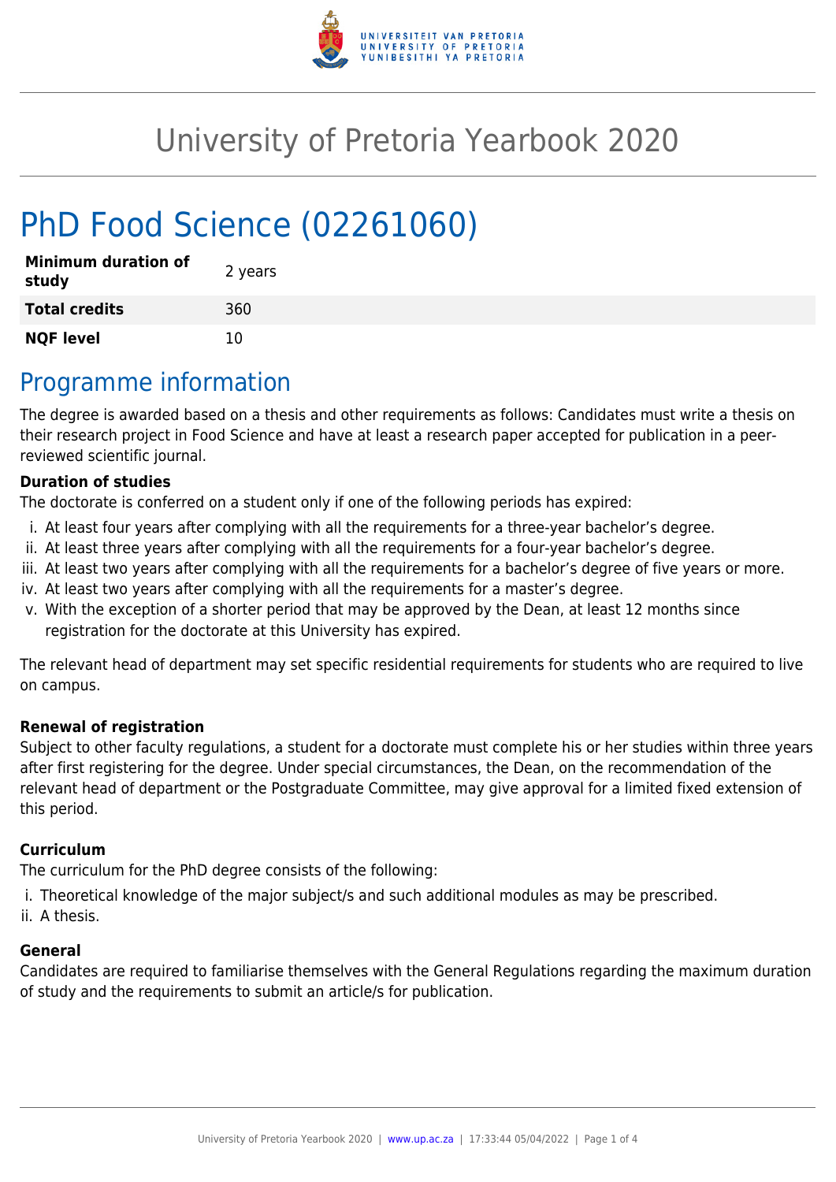# University of Pretoria Yearbook 2020

# PhD Food Science (02261060)

| **Minimum duration of study** | 2 years |
|---|---|
| **Total credits** | 360 |
| **NQF level** | 10 |

## Programme information

The degree is awarded based on a thesis and other requirements as follows: Candidates must write a thesis on their research project in Food Science and have at least a research paper accepted for publication in a peer-reviewed scientific journal.

**Duration of studies**

The doctorate is conferred on a student only if one of the following periods has expired:

i. At least four years after complying with all the requirements for a three-year bachelor's degree.
ii. At least three years after complying with all the requirements for a four-year bachelor's degree.
iii. At least two years after complying with all the requirements for a bachelor's degree of five years or more.
iv. At least two years after complying with all the requirements for a master's degree.
v. With the exception of a shorter period that may be approved by the Dean, at least 12 months since registration for the doctorate at this University has expired.

The relevant head of department may set specific residential requirements for students who are required to live on campus.

**Renewal of registration**

Subject to other faculty regulations, a student for a doctorate must complete his or her studies within three years after first registering for the degree. Under special circumstances, the Dean, on the recommendation of the relevant head of department or the Postgraduate Committee, may give approval for a limited fixed extension of this period.

**Curriculum**

The curriculum for the PhD degree consists of the following:

i. Theoretical knowledge of the major subject/s and such additional modules as may be prescribed.
ii. A thesis.

**General**

Candidates are required to familiarise themselves with the General Regulations regarding the maximum duration of study and the requirements to submit an article/s for publication.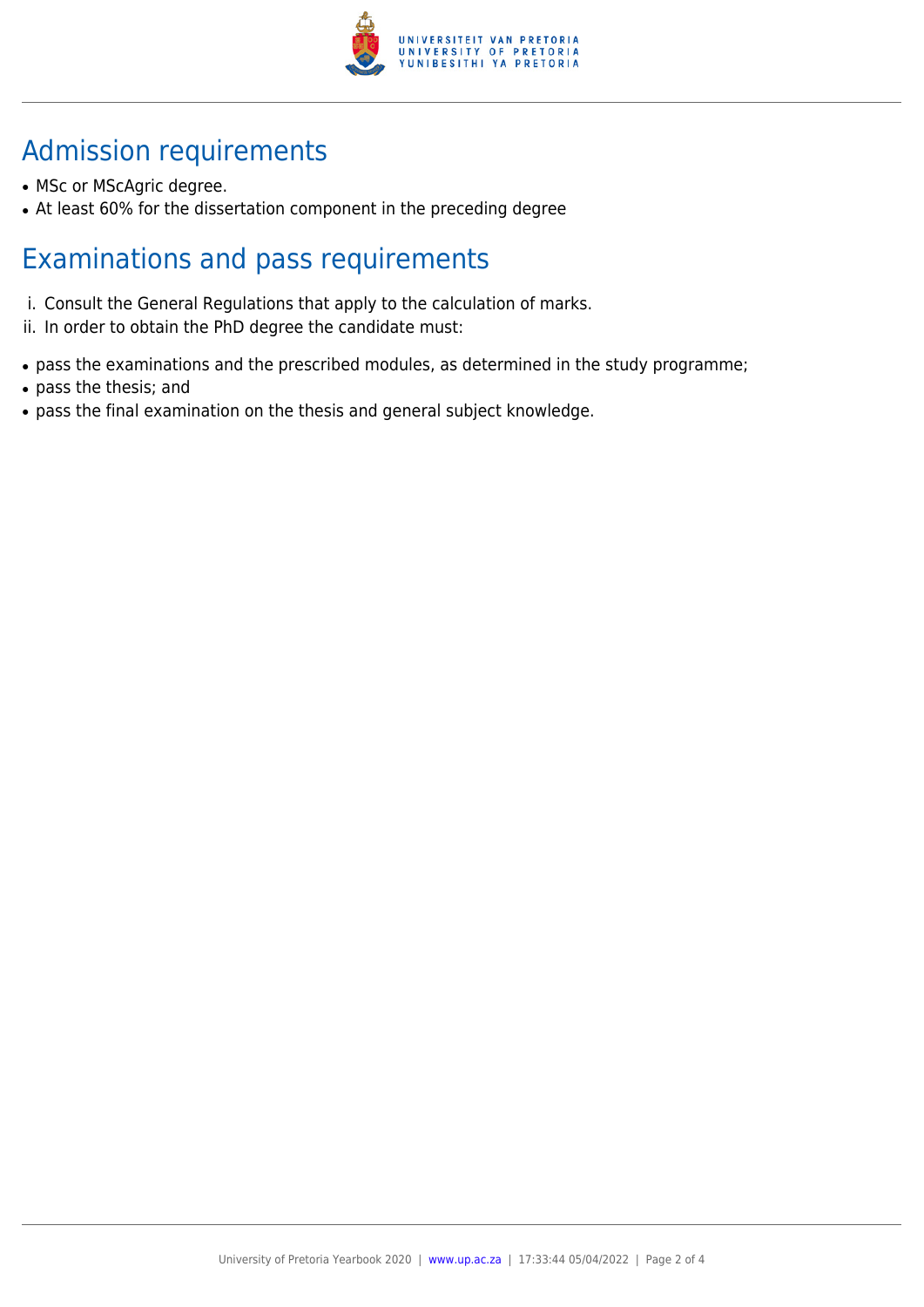## Admission requirements

- MSc or MScAgric degree.
- At least 60% for the dissertation component in the preceding degree

## Examinations and pass requirements

i. Consult the General Regulations that apply to the calculation of marks.
ii. In order to obtain the PhD degree the candidate must:

- pass the examinations and the prescribed modules, as determined in the study programme;
- pass the thesis; and
- pass the final examination on the thesis and general subject knowledge.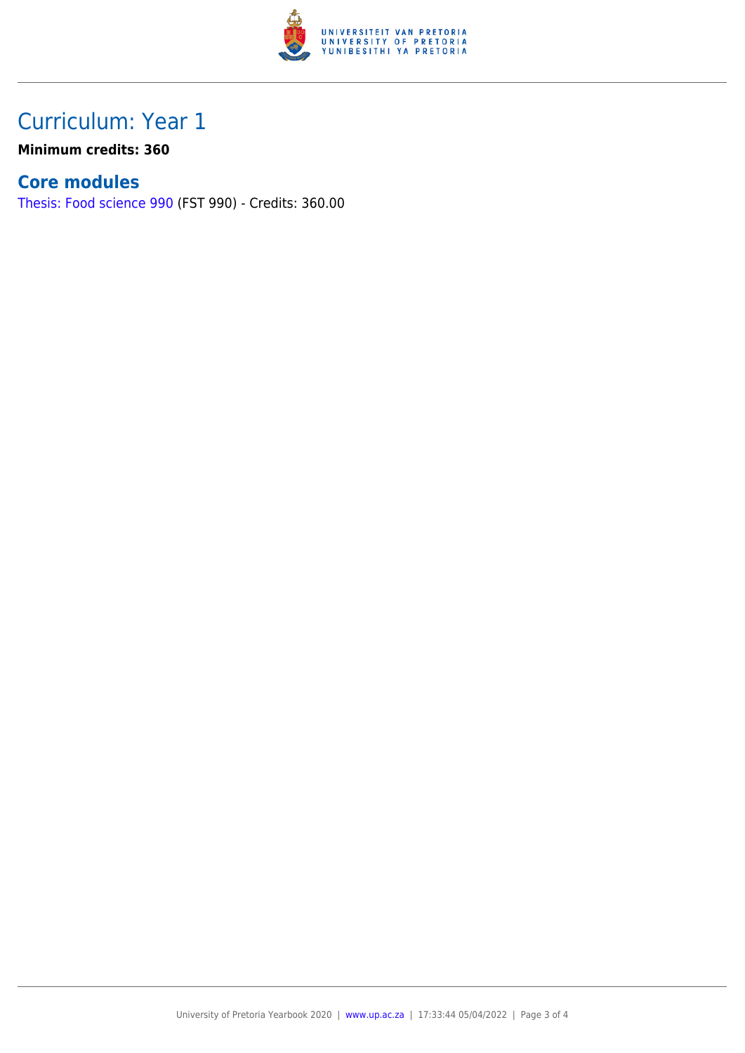# Curriculum: Year 1

**Minimum credits: 360**

## Core modules

Thesis: Food science 990 (FST 990) - Credits: 360.00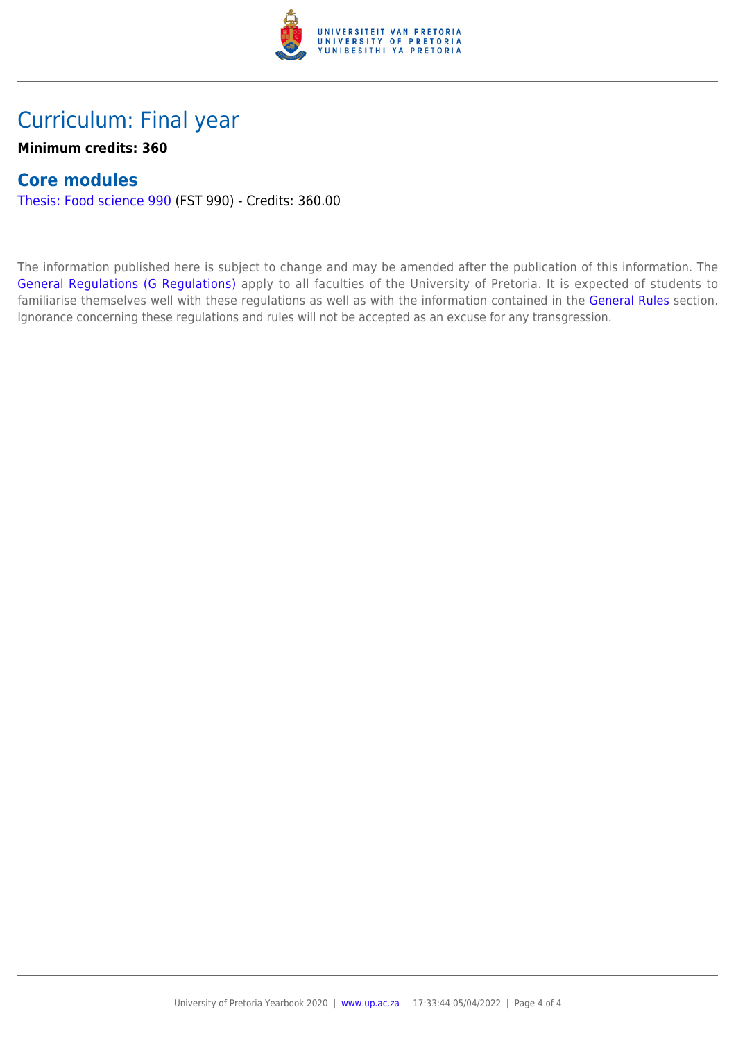## Curriculum: Final year

**Minimum credits: 360**

### Core modules

Thesis: Food science 990 (FST 990) - Credits: 360.00

The information published here is subject to change and may be amended after the publication of this information. The General Regulations (G Regulations) apply to all faculties of the University of Pretoria. It is expected of students to familiarise themselves well with these regulations as well as with the information contained in the General Rules section. Ignorance concerning these regulations and rules will not be accepted as an excuse for any transgression.